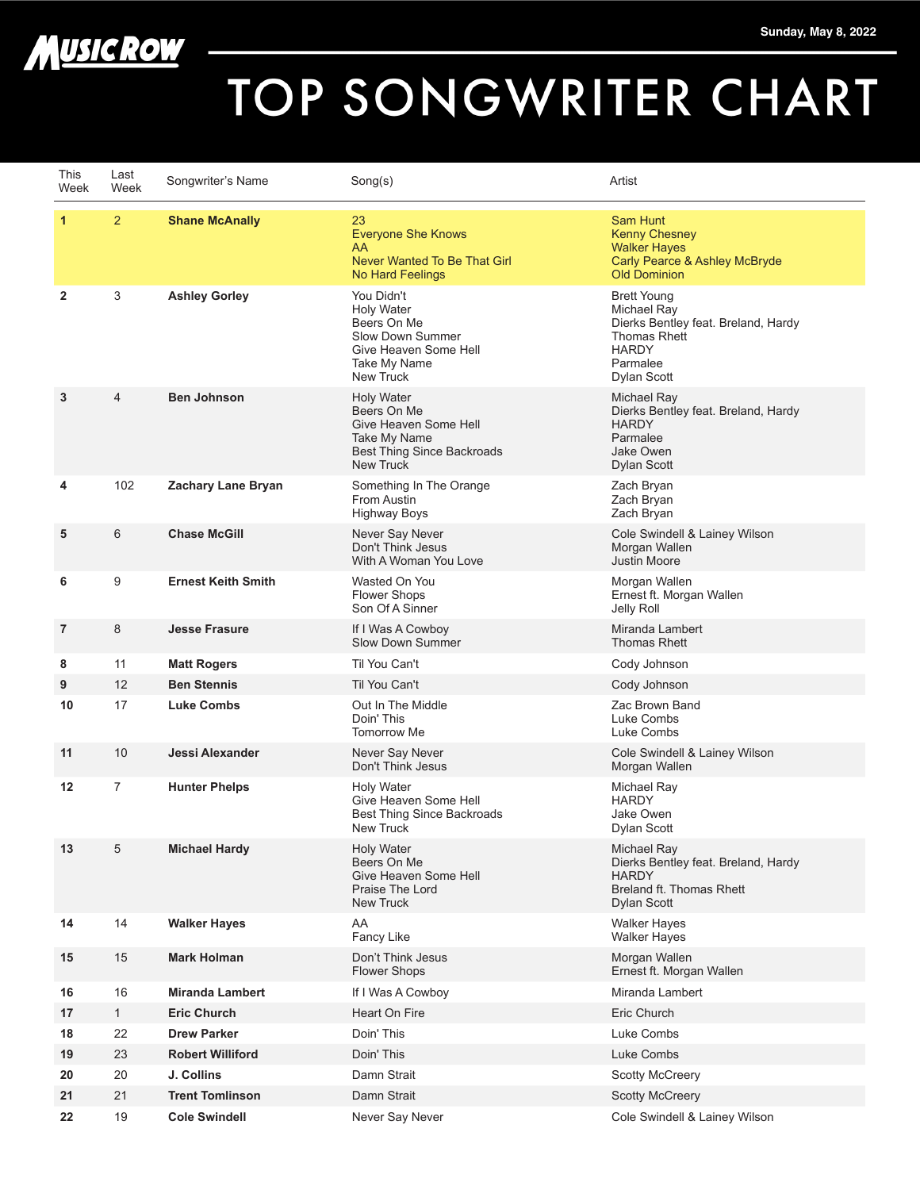MUSIC ROW

Sunday, May 8, 2022

# TOP SONGWRITER CHART

| This Week | Last Week | Songwriter's Name | Song(s) | Artist |
|---|---|---|---|---|
| **1** | 2 | **Shane McAnally** | 23<br>Everyone She Knows<br>AA<br>Never Wanted To Be That Girl<br>No Hard Feelings | Sam Hunt<br>Kenny Chesney<br>Walker Hayes<br>Carly Pearce & Ashley McBryde<br>Old Dominion |
| **2** | 3 | **Ashley Gorley** | You Didn't<br>Holy Water<br>Beers On Me<br>Slow Down Summer<br>Give Heaven Some Hell<br>Take My Name<br>New Truck | Brett Young<br>Michael Ray<br>Dierks Bentley feat. Breland, Hardy<br>Thomas Rhett<br>HARDY<br>Parmalee<br>Dylan Scott |
| **3** | 4 | **Ben Johnson** | Holy Water<br>Beers On Me<br>Give Heaven Some Hell<br>Take My Name<br>Best Thing Since Backroads<br>New Truck | Michael Ray<br>Dierks Bentley feat. Breland, Hardy<br>HARDY<br>Parmalee<br>Jake Owen<br>Dylan Scott |
| **4** | 102 | **Zachary Lane Bryan** | Something In The Orange<br>From Austin<br>Highway Boys | Zach Bryan<br>Zach Bryan<br>Zach Bryan |
| **5** | 6 | **Chase McGill** | Never Say Never<br>Don't Think Jesus<br>With A Woman You Love | Cole Swindell & Lainey Wilson<br>Morgan Wallen<br>Justin Moore |
| **6** | 9 | **Ernest Keith Smith** | Wasted On You<br>Flower Shops<br>Son Of A Sinner | Morgan Wallen<br>Ernest ft. Morgan Wallen<br>Jelly Roll |
| **7** | 8 | **Jesse Frasure** | If I Was A Cowboy<br>Slow Down Summer | Miranda Lambert<br>Thomas Rhett |
| **8** | 11 | **Matt Rogers** | Til You Can't | Cody Johnson |
| **9** | 12 | **Ben Stennis** | Til You Can't | Cody Johnson |
| **10** | 17 | **Luke Combs** | Out In The Middle<br>Doin' This<br>Tomorrow Me | Zac Brown Band<br>Luke Combs<br>Luke Combs |
| **11** | 10 | **Jessi Alexander** | Never Say Never<br>Don't Think Jesus | Cole Swindell & Lainey Wilson<br>Morgan Wallen |
| **12** | 7 | **Hunter Phelps** | Holy Water<br>Give Heaven Some Hell<br>Best Thing Since Backroads<br>New Truck | Michael Ray<br>HARDY<br>Jake Owen<br>Dylan Scott |
| **13** | 5 | **Michael Hardy** | Holy Water<br>Beers On Me<br>Give Heaven Some Hell<br>Praise The Lord<br>New Truck | Michael Ray<br>Dierks Bentley feat. Breland, Hardy<br>HARDY<br>Breland ft. Thomas Rhett<br>Dylan Scott |
| **14** | 14 | **Walker Hayes** | AA<br>Fancy Like | Walker Hayes<br>Walker Hayes |
| **15** | 15 | **Mark Holman** | Don't Think Jesus<br>Flower Shops | Morgan Wallen<br>Ernest ft. Morgan Wallen |
| **16** | 16 | **Miranda Lambert** | If I Was A Cowboy | Miranda Lambert |
| **17** | 1 | **Eric Church** | Heart On Fire | Eric Church |
| **18** | 22 | **Drew Parker** | Doin' This | Luke Combs |
| **19** | 23 | **Robert Williford** | Doin' This | Luke Combs |
| **20** | 20 | **J. Collins** | Damn Strait | Scotty McCreery |
| **21** | 21 | **Trent Tomlinson** | Damn Strait | Scotty McCreery |
| **22** | 19 | **Cole Swindell** | Never Say Never | Cole Swindell & Lainey Wilson |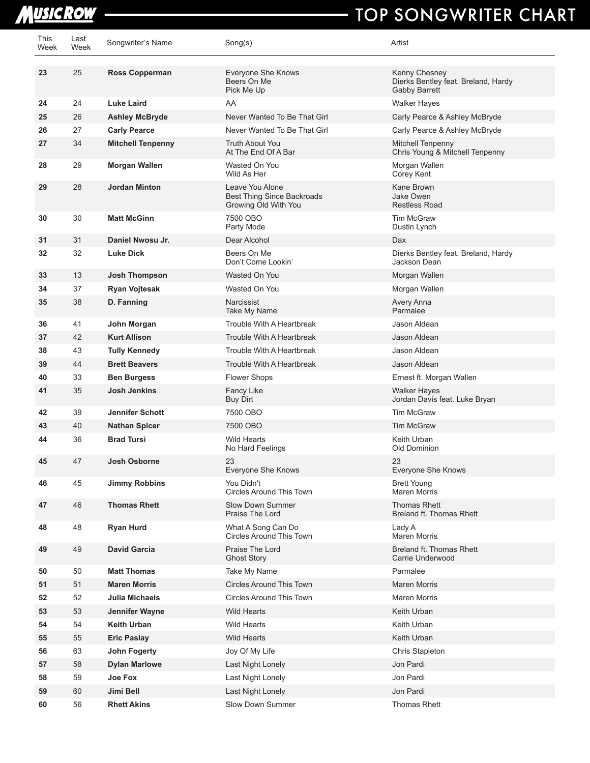# TOP SONGWRITER CHART

| This Week | Last Week | Songwriter's Name | Song(s) | Artist |
|---|---|---|---|---|
| 23 | 25 | **Ross Copperman** | Everyone She Knows<br>Beers On Me<br>Pick Me Up | Kenny Chesney<br>Dierks Bentley feat. Breland, Hardy<br>Gabby Barrett |
| 24 | 24 | **Luke Laird** | AA | Walker Hayes |
| 25 | 26 | **Ashley McBryde** | Never Wanted To Be That Girl | Carly Pearce & Ashley McBryde |
| 26 | 27 | **Carly Pearce** | Never Wanted To Be That Girl | Carly Pearce & Ashley McBryde |
| 27 | 34 | **Mitchell Tenpenny** | Truth About You<br>At The End Of A Bar | Mitchell Tenpenny<br>Chris Young & Mitchell Tenpenny |
| 28 | 29 | **Morgan Wallen** | Wasted On You<br>Wild As Her | Morgan Wallen<br>Corey Kent |
| 29 | 28 | **Jordan Minton** | Leave You Alone<br>Best Thing Since Backroads<br>Growing Old With You | Kane Brown<br>Jake Owen<br>Restless Road |
| 30 | 30 | **Matt McGinn** | 7500 OBO<br>Party Mode | Tim McGraw<br>Dustin Lynch |
| 31 | 31 | **Daniel Nwosu Jr.** | Dear Alcohol | Dax |
| 32 | 32 | **Luke Dick** | Beers On Me<br>Don't Come Lookin' | Dierks Bentley feat. Breland, Hardy<br>Jackson Dean |
| 33 | 13 | **Josh Thompson** | Wasted On You | Morgan Wallen |
| 34 | 37 | **Ryan Vojtesak** | Wasted On You | Morgan Wallen |
| 35 | 38 | **D. Fanning** | Narcissist<br>Take My Name | Avery Anna<br>Parmalee |
| 36 | 41 | **John Morgan** | Trouble With A Heartbreak | Jason Aldean |
| 37 | 42 | **Kurt Allison** | Trouble With A Heartbreak | Jason Aldean |
| 38 | 43 | **Tully Kennedy** | Trouble With A Heartbreak | Jason Aldean |
| 39 | 44 | **Brett Beavers** | Trouble With A Heartbreak | Jason Aldean |
| 40 | 33 | **Ben Burgess** | Flower Shops | Ernest ft. Morgan Wallen |
| 41 | 35 | **Josh Jenkins** | Fancy Like<br>Buy Dirt | Walker Hayes<br>Jordan Davis feat. Luke Bryan |
| 42 | 39 | **Jennifer Schott** | 7500 OBO | Tim McGraw |
| 43 | 40 | **Nathan Spicer** | 7500 OBO | Tim McGraw |
| 44 | 36 | **Brad Tursi** | Wild Hearts<br>No Hard Feelings | Keith Urban<br>Old Dominion |
| 45 | 47 | **Josh Osborne** | 23<br>Everyone She Knows | 23<br>Everyone She Knows |
| 46 | 45 | **Jimmy Robbins** | You Didn't<br>Circles Around This Town | Brett Young<br>Maren Morris |
| 47 | 46 | **Thomas Rhett** | Slow Down Summer<br>Praise The Lord | Thomas Rhett<br>Breland ft. Thomas Rhett |
| 48 | 48 | **Ryan Hurd** | What A Song Can Do<br>Circles Around This Town | Lady A<br>Maren Morris |
| 49 | 49 | **David Garcia** | Praise The Lord<br>Ghost Story | Breland ft. Thomas Rhett<br>Carrie Underwood |
| 50 | 50 | **Matt Thomas** | Take My Name | Parmalee |
| 51 | 51 | **Maren Morris** | Circles Around This Town | Maren Morris |
| 52 | 52 | **Julia Michaels** | Circles Around This Town | Maren Morris |
| 53 | 53 | **Jennifer Wayne** | Wild Hearts | Keith Urban |
| 54 | 54 | **Keith Urban** | Wild Hearts | Keith Urban |
| 55 | 55 | **Eric Paslay** | Wild Hearts | Keith Urban |
| 56 | 63 | **John Fogerty** | Joy Of My Life | Chris Stapleton |
| 57 | 58 | **Dylan Marlowe** | Last Night Lonely | Jon Pardi |
| 58 | 59 | **Joe Fox** | Last Night Lonely | Jon Pardi |
| 59 | 60 | **Jimi Bell** | Last Night Lonely | Jon Pardi |
| 60 | 56 | **Rhett Akins** | Slow Down Summer | Thomas Rhett |